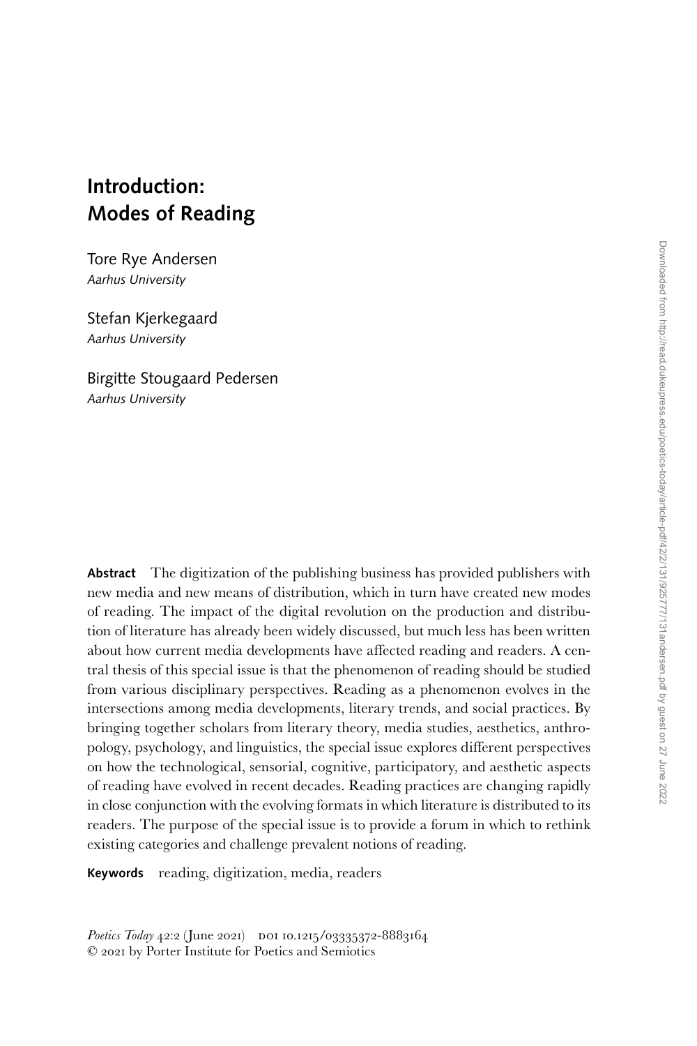# Introduction: Modes of Reading

Tore Rye Andersen
*Aarhus University*

Stefan Kjerkegaard
*Aarhus University*

Birgitte Stougaard Pedersen
*Aarhus University*

**Abstract** The digitization of the publishing business has provided publishers with new media and new means of distribution, which in turn have created new modes of reading. The impact of the digital revolution on the production and distribution of literature has already been widely discussed, but much less has been written about how current media developments have affected reading and readers. A central thesis of this special issue is that the phenomenon of reading should be studied from various disciplinary perspectives. Reading as a phenomenon evolves in the intersections among media developments, literary trends, and social practices. By bringing together scholars from literary theory, media studies, aesthetics, anthropology, psychology, and linguistics, the special issue explores different perspectives on how the technological, sensorial, cognitive, participatory, and aesthetic aspects of reading have evolved in recent decades. Reading practices are changing rapidly in close conjunction with the evolving formats in which literature is distributed to its readers. The purpose of the special issue is to provide a forum in which to rethink existing categories and challenge prevalent notions of reading.

**Keywords** reading, digitization, media, readers

*Poetics Today* 42:2 (June 2021) DOI 10.1215/03335372-8883164
© 2021 by Porter Institute for Poetics and Semiotics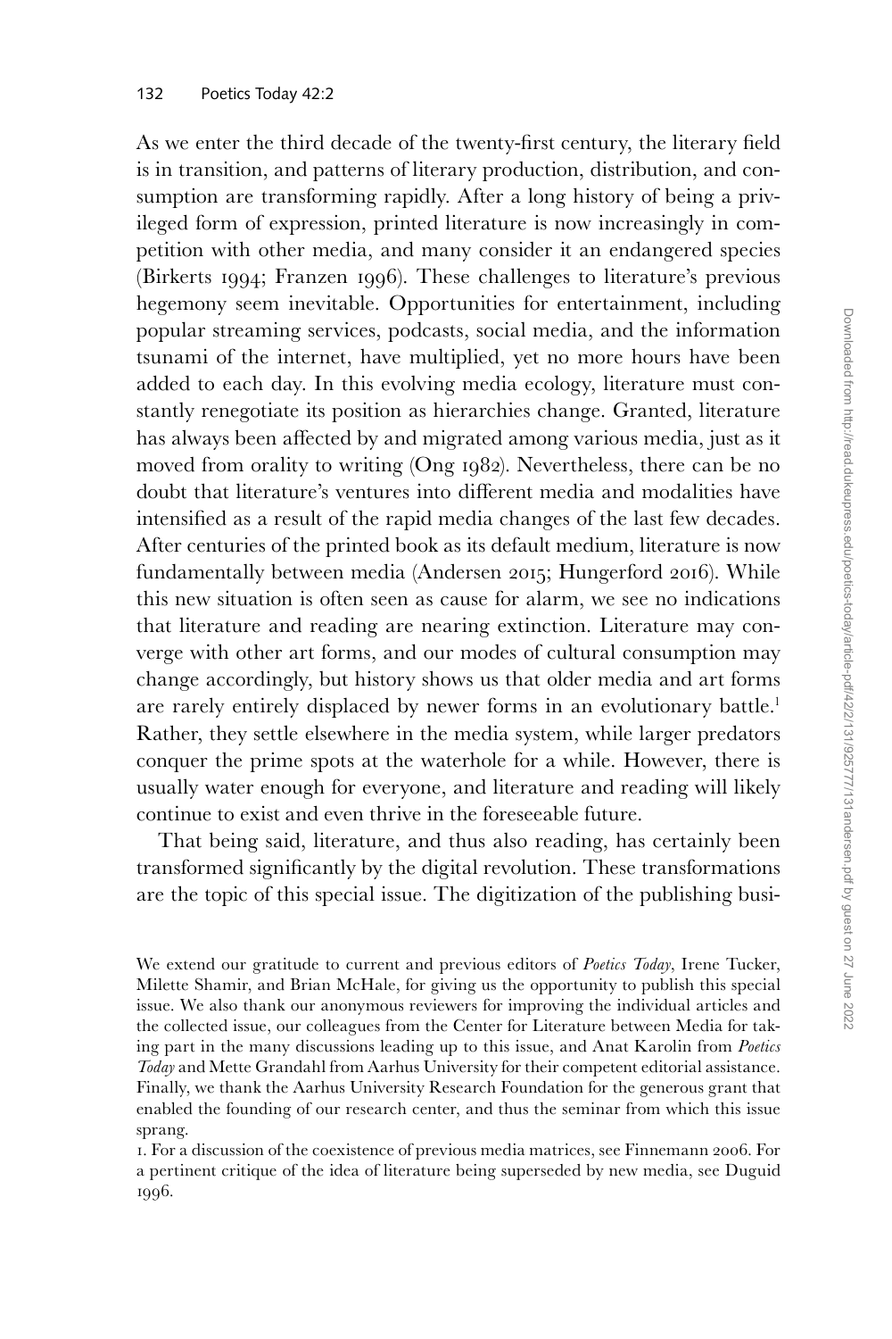As we enter the third decade of the twenty-first century, the literary field is in transition, and patterns of literary production, distribution, and consumption are transforming rapidly. After a long history of being a privileged form of expression, printed literature is now increasingly in competition with other media, and many consider it an endangered species (Birkerts 1994; Franzen 1996). These challenges to literature's previous hegemony seem inevitable. Opportunities for entertainment, including popular streaming services, podcasts, social media, and the information tsunami of the internet, have multiplied, yet no more hours have been added to each day. In this evolving media ecology, literature must constantly renegotiate its position as hierarchies change. Granted, literature has always been affected by and migrated among various media, just as it moved from orality to writing (Ong 1982). Nevertheless, there can be no doubt that literature's ventures into different media and modalities have intensified as a result of the rapid media changes of the last few decades. After centuries of the printed book as its default medium, literature is now fundamentally between media (Andersen 2015; Hungerford 2016). While this new situation is often seen as cause for alarm, we see no indications that literature and reading are nearing extinction. Literature may converge with other art forms, and our modes of cultural consumption may change accordingly, but history shows us that older media and art forms are rarely entirely displaced by newer forms in an evolutionary battle.[1] Rather, they settle elsewhere in the media system, while larger predators conquer the prime spots at the waterhole for a while. However, there is usually water enough for everyone, and literature and reading will likely continue to exist and even thrive in the foreseeable future.

That being said, literature, and thus also reading, has certainly been transformed significantly by the digital revolution. These transformations are the topic of this special issue. The digitization of the publishing busi-

We extend our gratitude to current and previous editors of *Poetics Today*, Irene Tucker, Milette Shamir, and Brian McHale, for giving us the opportunity to publish this special issue. We also thank our anonymous reviewers for improving the individual articles and the collected issue, our colleagues from the Center for Literature between Media for taking part in the many discussions leading up to this issue, and Anat Karolin from *Poetics Today* and Mette Grandahl from Aarhus University for their competent editorial assistance. Finally, we thank the Aarhus University Research Foundation for the generous grant that enabled the founding of our research center, and thus the seminar from which this issue sprang.

1. For a discussion of the coexistence of previous media matrices, see Finnemann 2006. For a pertinent critique of the idea of literature being superseded by new media, see Duguid 1996.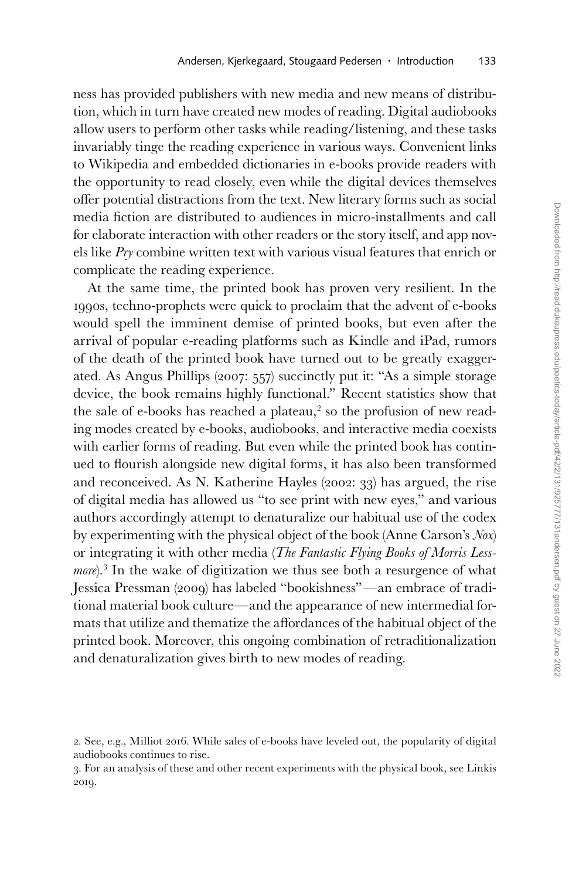ness has provided publishers with new media and new means of distribution, which in turn have created new modes of reading. Digital audiobooks allow users to perform other tasks while reading/listening, and these tasks invariably tinge the reading experience in various ways. Convenient links to Wikipedia and embedded dictionaries in e-books provide readers with the opportunity to read closely, even while the digital devices themselves offer potential distractions from the text. New literary forms such as social media fiction are distributed to audiences in micro-installments and call for elaborate interaction with other readers or the story itself, and app novels like *Pry* combine written text with various visual features that enrich or complicate the reading experience.

At the same time, the printed book has proven very resilient. In the 1990s, techno-prophets were quick to proclaim that the advent of e-books would spell the imminent demise of printed books, but even after the arrival of popular e-reading platforms such as Kindle and iPad, rumors of the death of the printed book have turned out to be greatly exaggerated. As Angus Phillips (2007: 557) succinctly put it: "As a simple storage device, the book remains highly functional." Recent statistics show that the sale of e-books has reached a plateau,[2] so the profusion of new reading modes created by e-books, audiobooks, and interactive media coexists with earlier forms of reading. But even while the printed book has continued to flourish alongside new digital forms, it has also been transformed and reconceived. As N. Katherine Hayles (2002: 33) has argued, the rise of digital media has allowed us "to see print with new eyes," and various authors accordingly attempt to denaturalize our habitual use of the codex by experimenting with the physical object of the book (Anne Carson's *Nox*) or integrating it with other media (*The Fantastic Flying Books of Morris Lessmore*).[3] In the wake of digitization we thus see both a resurgence of what Jessica Pressman (2009) has labeled "bookishness"—an embrace of traditional material book culture—and the appearance of new intermedial formats that utilize and thematize the affordances of the habitual object of the printed book. Moreover, this ongoing combination of retraditionalization and denaturalization gives birth to new modes of reading.

2. See, e.g., Milliot 2016. While sales of e-books have leveled out, the popularity of digital audiobooks continues to rise.

3. For an analysis of these and other recent experiments with the physical book, see Linkis 2019.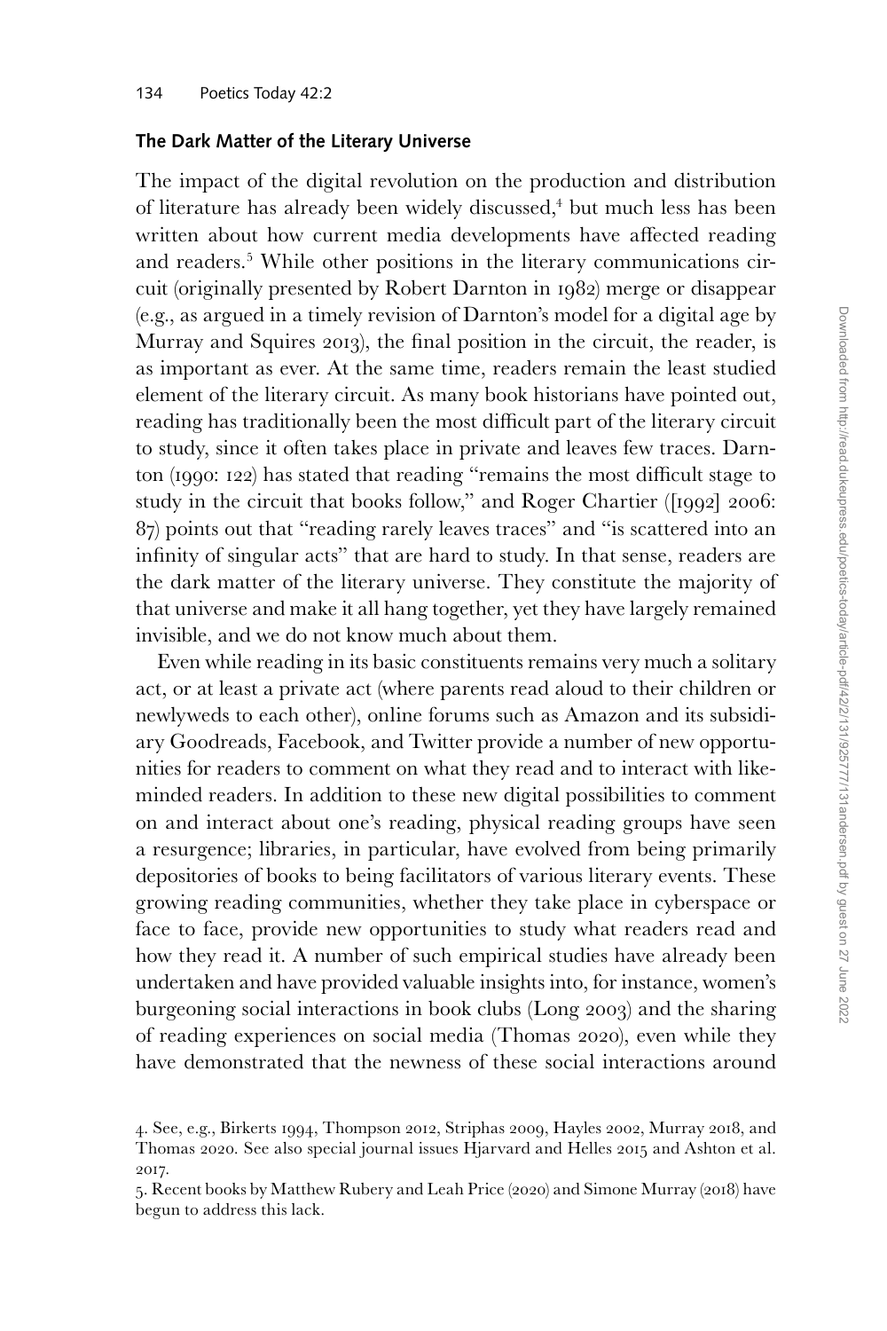### The Dark Matter of the Literary Universe

The impact of the digital revolution on the production and distribution of literature has already been widely discussed,[4] but much less has been written about how current media developments have affected reading and readers.[5] While other positions in the literary communications circuit (originally presented by Robert Darnton in 1982) merge or disappear (e.g., as argued in a timely revision of Darnton's model for a digital age by Murray and Squires 2013), the final position in the circuit, the reader, is as important as ever. At the same time, readers remain the least studied element of the literary circuit. As many book historians have pointed out, reading has traditionally been the most difficult part of the literary circuit to study, since it often takes place in private and leaves few traces. Darnton (1990: 122) has stated that reading "remains the most difficult stage to study in the circuit that books follow," and Roger Chartier ([1992] 2006: 87) points out that "reading rarely leaves traces" and "is scattered into an infinity of singular acts" that are hard to study. In that sense, readers are the dark matter of the literary universe. They constitute the majority of that universe and make it all hang together, yet they have largely remained invisible, and we do not know much about them.

Even while reading in its basic constituents remains very much a solitary act, or at least a private act (where parents read aloud to their children or newlyweds to each other), online forums such as Amazon and its subsidiary Goodreads, Facebook, and Twitter provide a number of new opportunities for readers to comment on what they read and to interact with like-minded readers. In addition to these new digital possibilities to comment on and interact about one's reading, physical reading groups have seen a resurgence; libraries, in particular, have evolved from being primarily depositories of books to being facilitators of various literary events. These growing reading communities, whether they take place in cyberspace or face to face, provide new opportunities to study what readers read and how they read it. A number of such empirical studies have already been undertaken and have provided valuable insights into, for instance, women's burgeoning social interactions in book clubs (Long 2003) and the sharing of reading experiences on social media (Thomas 2020), even while they have demonstrated that the newness of these social interactions around

4. See, e.g., Birkerts 1994, Thompson 2012, Striphas 2009, Hayles 2002, Murray 2018, and Thomas 2020. See also special journal issues Hjarvard and Helles 2015 and Ashton et al. 2017.

5. Recent books by Matthew Rubery and Leah Price (2020) and Simone Murray (2018) have begun to address this lack.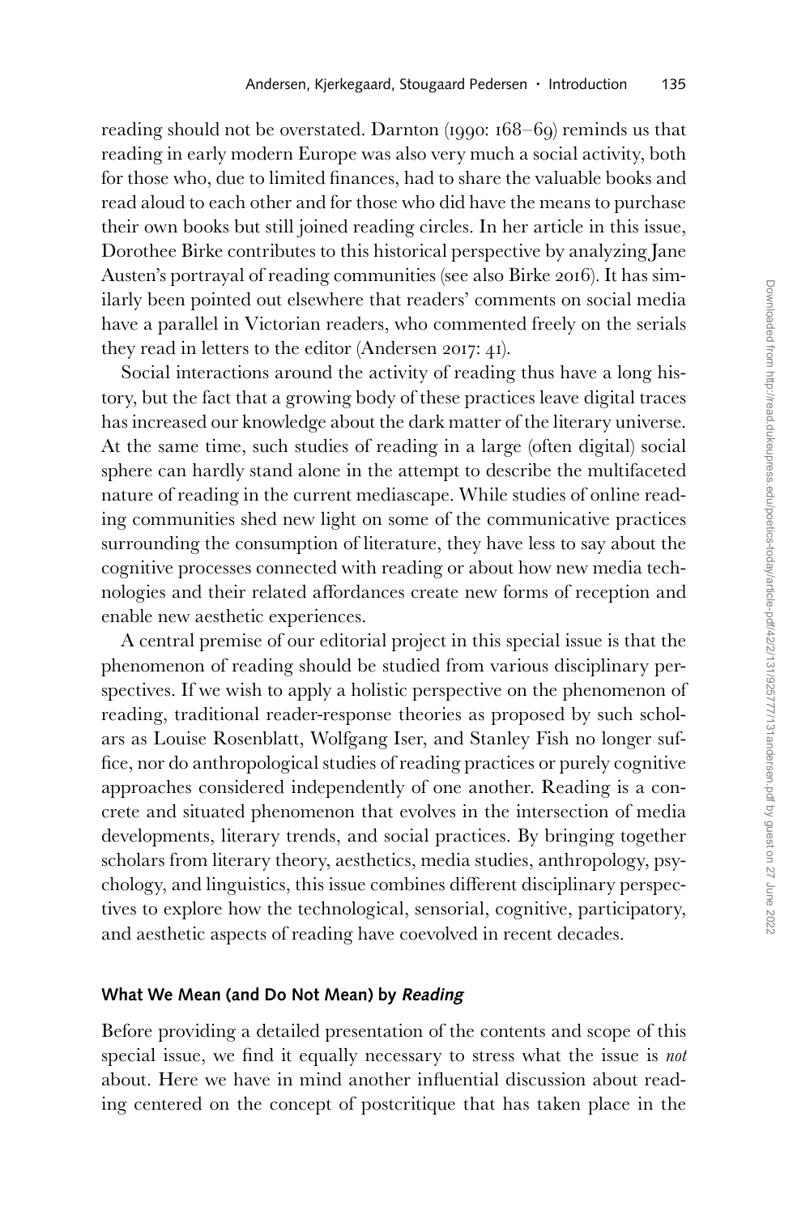reading should not be overstated. Darnton (1990: 168–69) reminds us that reading in early modern Europe was also very much a social activity, both for those who, due to limited finances, had to share the valuable books and read aloud to each other and for those who did have the means to purchase their own books but still joined reading circles. In her article in this issue, Dorothee Birke contributes to this historical perspective by analyzing Jane Austen's portrayal of reading communities (see also Birke 2016). It has similarly been pointed out elsewhere that readers' comments on social media have a parallel in Victorian readers, who commented freely on the serials they read in letters to the editor (Andersen 2017: 41).

Social interactions around the activity of reading thus have a long history, but the fact that a growing body of these practices leave digital traces has increased our knowledge about the dark matter of the literary universe. At the same time, such studies of reading in a large (often digital) social sphere can hardly stand alone in the attempt to describe the multifaceted nature of reading in the current mediascape. While studies of online reading communities shed new light on some of the communicative practices surrounding the consumption of literature, they have less to say about the cognitive processes connected with reading or about how new media technologies and their related affordances create new forms of reception and enable new aesthetic experiences.

A central premise of our editorial project in this special issue is that the phenomenon of reading should be studied from various disciplinary perspectives. If we wish to apply a holistic perspective on the phenomenon of reading, traditional reader-response theories as proposed by such scholars as Louise Rosenblatt, Wolfgang Iser, and Stanley Fish no longer suffice, nor do anthropological studies of reading practices or purely cognitive approaches considered independently of one another. Reading is a concrete and situated phenomenon that evolves in the intersection of media developments, literary trends, and social practices. By bringing together scholars from literary theory, aesthetics, media studies, anthropology, psychology, and linguistics, this issue combines different disciplinary perspectives to explore how the technological, sensorial, cognitive, participatory, and aesthetic aspects of reading have coevolved in recent decades.

## What We Mean (and Do Not Mean) by *Reading*

Before providing a detailed presentation of the contents and scope of this special issue, we find it equally necessary to stress what the issue is *not* about. Here we have in mind another influential discussion about reading centered on the concept of postcritique that has taken place in the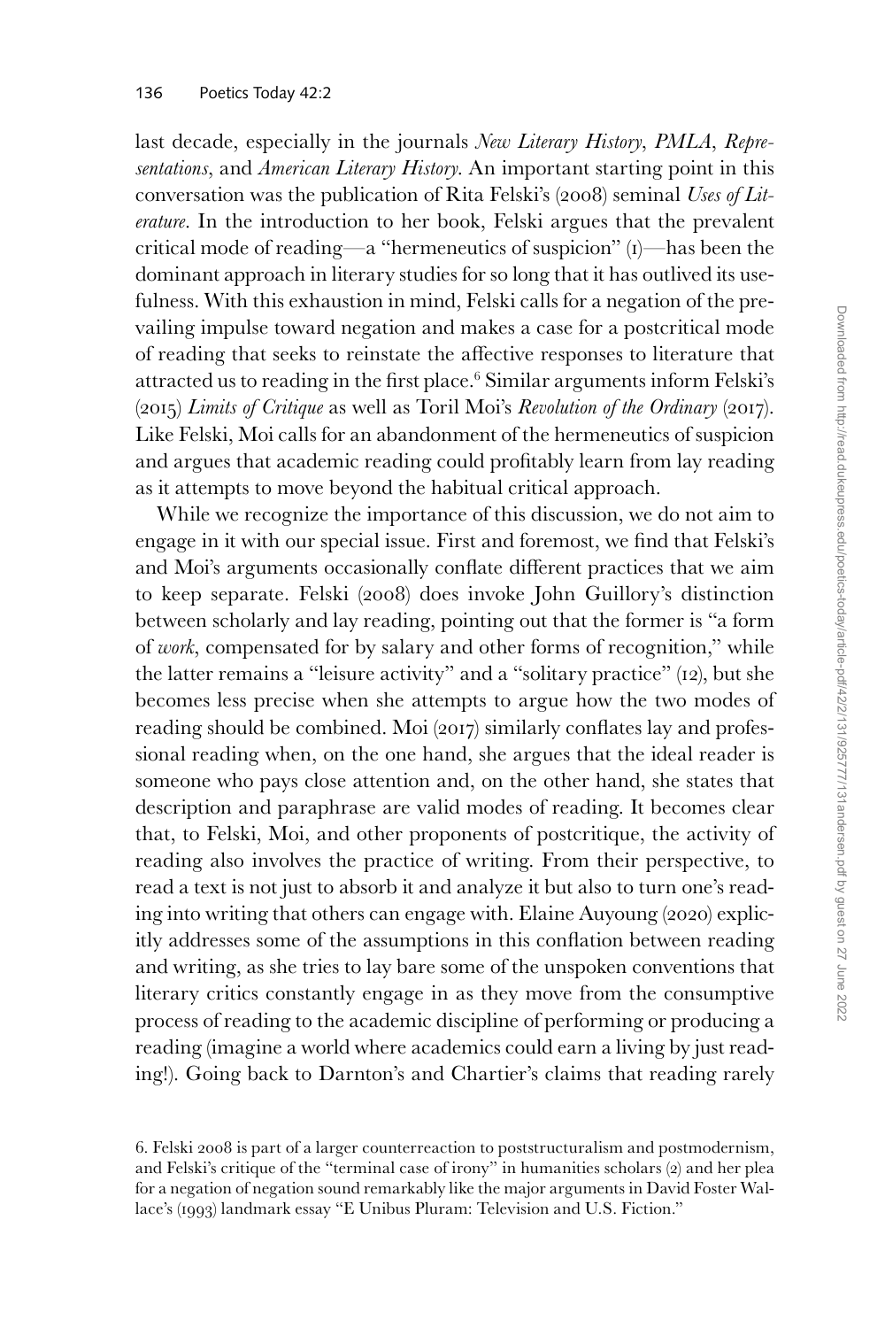last decade, especially in the journals *New Literary History*, *PMLA*, *Representations*, and *American Literary History*. An important starting point in this conversation was the publication of Rita Felski's (2008) seminal *Uses of Literature*. In the introduction to her book, Felski argues that the prevalent critical mode of reading—a "hermeneutics of suspicion" (1)—has been the dominant approach in literary studies for so long that it has outlived its usefulness. With this exhaustion in mind, Felski calls for a negation of the prevailing impulse toward negation and makes a case for a postcritical mode of reading that seeks to reinstate the affective responses to literature that attracted us to reading in the first place.[6] Similar arguments inform Felski's (2015) *Limits of Critique* as well as Toril Moi's *Revolution of the Ordinary* (2017). Like Felski, Moi calls for an abandonment of the hermeneutics of suspicion and argues that academic reading could profitably learn from lay reading as it attempts to move beyond the habitual critical approach.

While we recognize the importance of this discussion, we do not aim to engage in it with our special issue. First and foremost, we find that Felski's and Moi's arguments occasionally conflate different practices that we aim to keep separate. Felski (2008) does invoke John Guillory's distinction between scholarly and lay reading, pointing out that the former is "a form of *work*, compensated for by salary and other forms of recognition," while the latter remains a "leisure activity" and a "solitary practice" (12), but she becomes less precise when she attempts to argue how the two modes of reading should be combined. Moi (2017) similarly conflates lay and professional reading when, on the one hand, she argues that the ideal reader is someone who pays close attention and, on the other hand, she states that description and paraphrase are valid modes of reading. It becomes clear that, to Felski, Moi, and other proponents of postcritique, the activity of reading also involves the practice of writing. From their perspective, to read a text is not just to absorb it and analyze it but also to turn one's reading into writing that others can engage with. Elaine Auyoung (2020) explicitly addresses some of the assumptions in this conflation between reading and writing, as she tries to lay bare some of the unspoken conventions that literary critics constantly engage in as they move from the consumptive process of reading to the academic discipline of performing or producing a reading (imagine a world where academics could earn a living by just reading!). Going back to Darnton's and Chartier's claims that reading rarely

6. Felski 2008 is part of a larger counterreaction to poststructuralism and postmodernism, and Felski's critique of the "terminal case of irony" in humanities scholars (2) and her plea for a negation of negation sound remarkably like the major arguments in David Foster Wallace's (1993) landmark essay "E Unibus Pluram: Television and U.S. Fiction."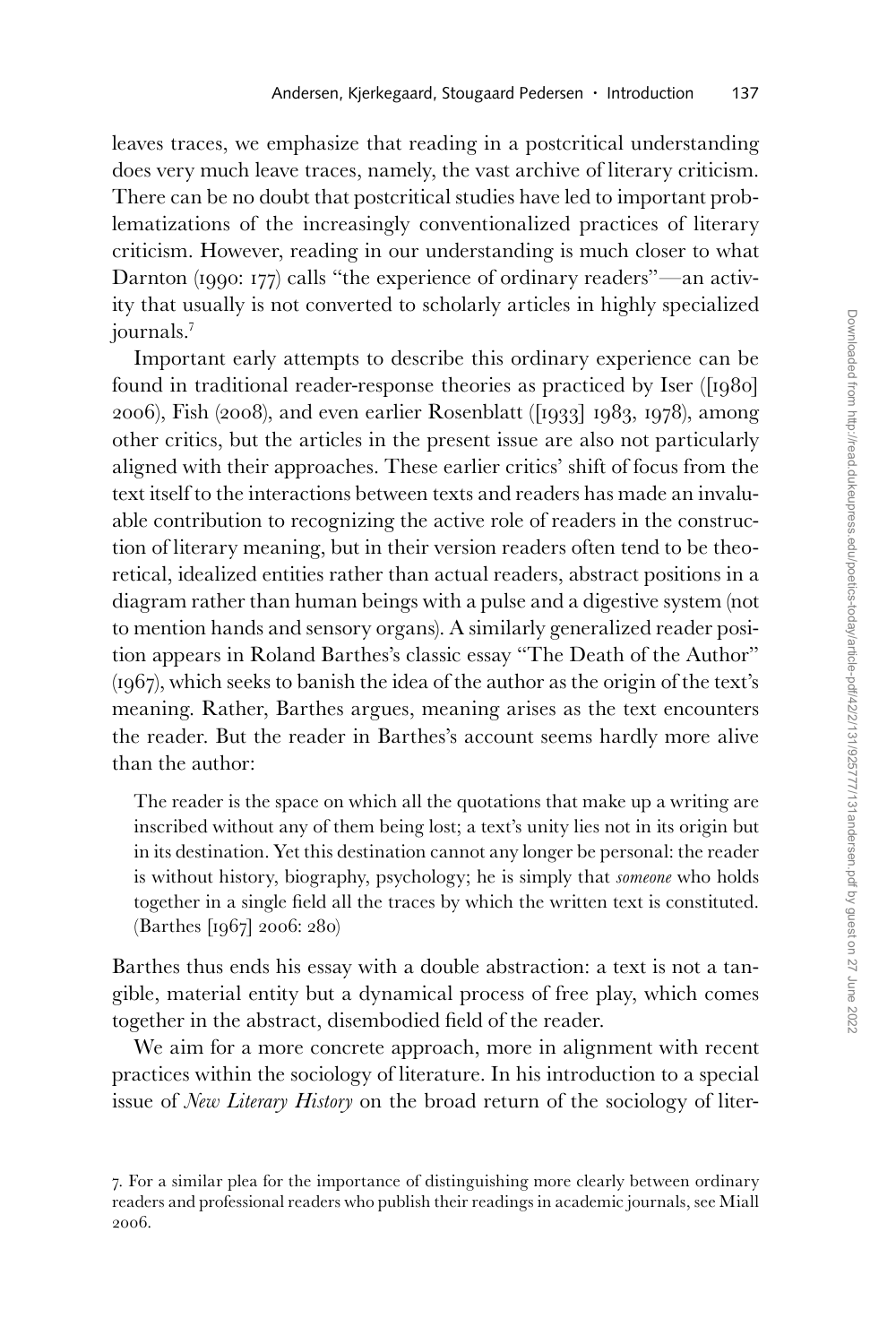leaves traces, we emphasize that reading in a postcritical understanding does very much leave traces, namely, the vast archive of literary criticism. There can be no doubt that postcritical studies have led to important problematizations of the increasingly conventionalized practices of literary criticism. However, reading in our understanding is much closer to what Darnton (1990: 177) calls "the experience of ordinary readers"—an activity that usually is not converted to scholarly articles in highly specialized journals.[7]

Important early attempts to describe this ordinary experience can be found in traditional reader-response theories as practiced by Iser ([1980] 2006), Fish (2008), and even earlier Rosenblatt ([1933] 1983, 1978), among other critics, but the articles in the present issue are also not particularly aligned with their approaches. These earlier critics' shift of focus from the text itself to the interactions between texts and readers has made an invaluable contribution to recognizing the active role of readers in the construction of literary meaning, but in their version readers often tend to be theoretical, idealized entities rather than actual readers, abstract positions in a diagram rather than human beings with a pulse and a digestive system (not to mention hands and sensory organs). A similarly generalized reader position appears in Roland Barthes's classic essay "The Death of the Author" (1967), which seeks to banish the idea of the author as the origin of the text's meaning. Rather, Barthes argues, meaning arises as the text encounters the reader. But the reader in Barthes's account seems hardly more alive than the author:

> The reader is the space on which all the quotations that make up a writing are inscribed without any of them being lost; a text's unity lies not in its origin but in its destination. Yet this destination cannot any longer be personal: the reader is without history, biography, psychology; he is simply that *someone* who holds together in a single field all the traces by which the written text is constituted. (Barthes [1967] 2006: 280)

Barthes thus ends his essay with a double abstraction: a text is not a tangible, material entity but a dynamical process of free play, which comes together in the abstract, disembodied field of the reader.

We aim for a more concrete approach, more in alignment with recent practices within the sociology of literature. In his introduction to a special issue of *New Literary History* on the broad return of the sociology of liter-

7. For a similar plea for the importance of distinguishing more clearly between ordinary readers and professional readers who publish their readings in academic journals, see Miall 2006.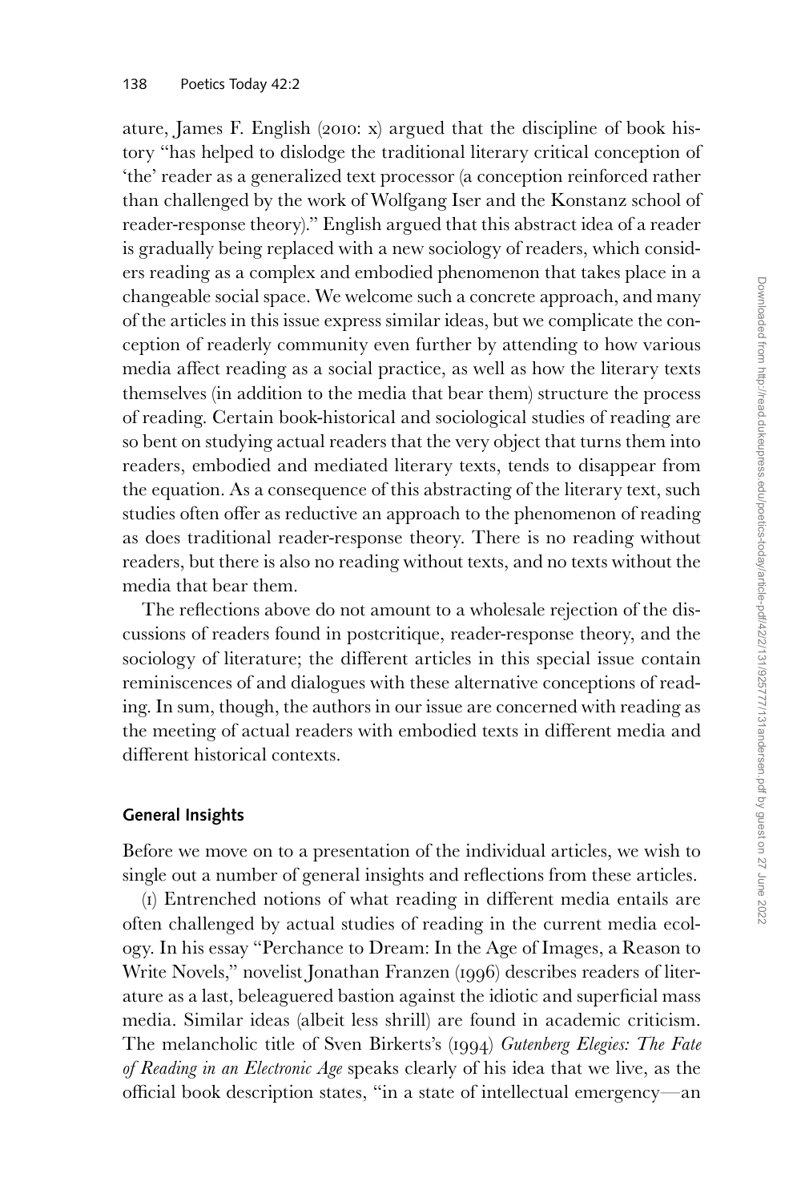ature, James F. English (2010: x) argued that the discipline of book history "has helped to dislodge the traditional literary critical conception of 'the' reader as a generalized text processor (a conception reinforced rather than challenged by the work of Wolfgang Iser and the Konstanz school of reader-response theory)." English argued that this abstract idea of a reader is gradually being replaced with a new sociology of readers, which considers reading as a complex and embodied phenomenon that takes place in a changeable social space. We welcome such a concrete approach, and many of the articles in this issue express similar ideas, but we complicate the conception of readerly community even further by attending to how various media affect reading as a social practice, as well as how the literary texts themselves (in addition to the media that bear them) structure the process of reading. Certain book-historical and sociological studies of reading are so bent on studying actual readers that the very object that turns them into readers, embodied and mediated literary texts, tends to disappear from the equation. As a consequence of this abstracting of the literary text, such studies often offer as reductive an approach to the phenomenon of reading as does traditional reader-response theory. There is no reading without readers, but there is also no reading without texts, and no texts without the media that bear them.

The reflections above do not amount to a wholesale rejection of the discussions of readers found in postcritique, reader-response theory, and the sociology of literature; the different articles in this special issue contain reminiscences of and dialogues with these alternative conceptions of reading. In sum, though, the authors in our issue are concerned with reading as the meeting of actual readers with embodied texts in different media and different historical contexts.

## General Insights

Before we move on to a presentation of the individual articles, we wish to single out a number of general insights and reflections from these articles.

(1) Entrenched notions of what reading in different media entails are often challenged by actual studies of reading in the current media ecology. In his essay "Perchance to Dream: In the Age of Images, a Reason to Write Novels," novelist Jonathan Franzen (1996) describes readers of literature as a last, beleaguered bastion against the idiotic and superficial mass media. Similar ideas (albeit less shrill) are found in academic criticism. The melancholic title of Sven Birkerts's (1994) *Gutenberg Elegies: The Fate of Reading in an Electronic Age* speaks clearly of his idea that we live, as the official book description states, "in a state of intellectual emergency—an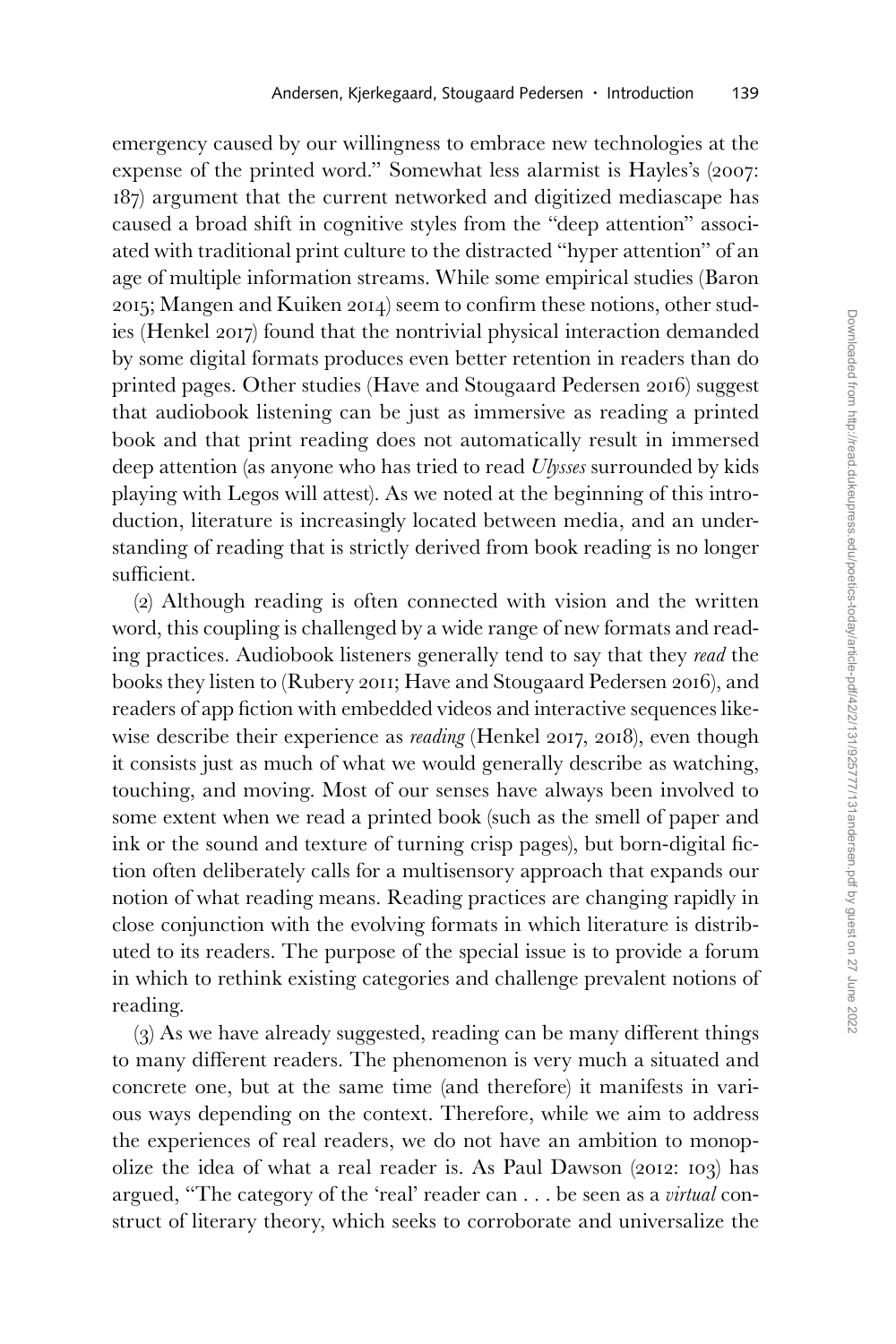emergency caused by our willingness to embrace new technologies at the expense of the printed word." Somewhat less alarmist is Hayles's (2007: 187) argument that the current networked and digitized mediascape has caused a broad shift in cognitive styles from the "deep attention" associated with traditional print culture to the distracted "hyper attention" of an age of multiple information streams. While some empirical studies (Baron 2015; Mangen and Kuiken 2014) seem to confirm these notions, other studies (Henkel 2017) found that the nontrivial physical interaction demanded by some digital formats produces even better retention in readers than do printed pages. Other studies (Have and Stougaard Pedersen 2016) suggest that audiobook listening can be just as immersive as reading a printed book and that print reading does not automatically result in immersed deep attention (as anyone who has tried to read *Ulysses* surrounded by kids playing with Legos will attest). As we noted at the beginning of this introduction, literature is increasingly located between media, and an understanding of reading that is strictly derived from book reading is no longer sufficient.

(2) Although reading is often connected with vision and the written word, this coupling is challenged by a wide range of new formats and reading practices. Audiobook listeners generally tend to say that they *read* the books they listen to (Rubery 2011; Have and Stougaard Pedersen 2016), and readers of app fiction with embedded videos and interactive sequences likewise describe their experience as *reading* (Henkel 2017, 2018), even though it consists just as much of what we would generally describe as watching, touching, and moving. Most of our senses have always been involved to some extent when we read a printed book (such as the smell of paper and ink or the sound and texture of turning crisp pages), but born-digital fiction often deliberately calls for a multisensory approach that expands our notion of what reading means. Reading practices are changing rapidly in close conjunction with the evolving formats in which literature is distributed to its readers. The purpose of the special issue is to provide a forum in which to rethink existing categories and challenge prevalent notions of reading.

(3) As we have already suggested, reading can be many different things to many different readers. The phenomenon is very much a situated and concrete one, but at the same time (and therefore) it manifests in various ways depending on the context. Therefore, while we aim to address the experiences of real readers, we do not have an ambition to monopolize the idea of what a real reader is. As Paul Dawson (2012: 103) has argued, "The category of the 'real' reader can . . . be seen as a *virtual* construct of literary theory, which seeks to corroborate and universalize the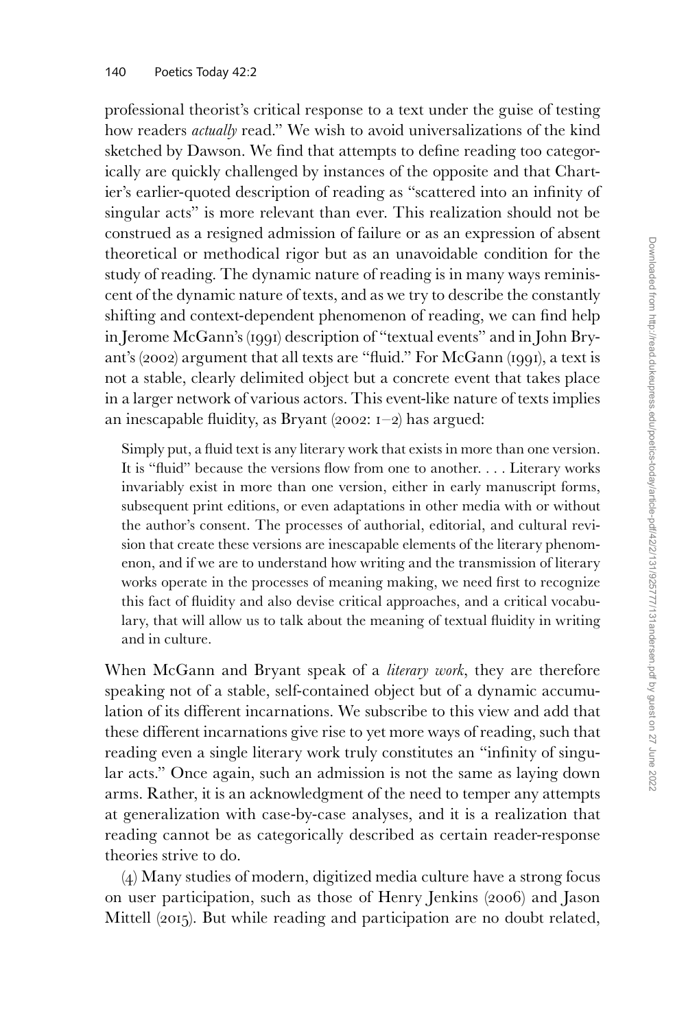professional theorist's critical response to a text under the guise of testing how readers *actually* read." We wish to avoid universalizations of the kind sketched by Dawson. We find that attempts to define reading too categorically are quickly challenged by instances of the opposite and that Chartier's earlier-quoted description of reading as "scattered into an infinity of singular acts" is more relevant than ever. This realization should not be construed as a resigned admission of failure or as an expression of absent theoretical or methodical rigor but as an unavoidable condition for the study of reading. The dynamic nature of reading is in many ways reminiscent of the dynamic nature of texts, and as we try to describe the constantly shifting and context-dependent phenomenon of reading, we can find help in Jerome McGann's (1991) description of "textual events" and in John Bryant's (2002) argument that all texts are "fluid." For McGann (1991), a text is not a stable, clearly delimited object but a concrete event that takes place in a larger network of various actors. This event-like nature of texts implies an inescapable fluidity, as Bryant (2002: 1–2) has argued:

> Simply put, a fluid text is any literary work that exists in more than one version. It is "fluid" because the versions flow from one to another. . . . Literary works invariably exist in more than one version, either in early manuscript forms, subsequent print editions, or even adaptations in other media with or without the author's consent. The processes of authorial, editorial, and cultural revision that create these versions are inescapable elements of the literary phenomenon, and if we are to understand how writing and the transmission of literary works operate in the processes of meaning making, we need first to recognize this fact of fluidity and also devise critical approaches, and a critical vocabulary, that will allow us to talk about the meaning of textual fluidity in writing and in culture.

When McGann and Bryant speak of a *literary work*, they are therefore speaking not of a stable, self-contained object but of a dynamic accumulation of its different incarnations. We subscribe to this view and add that these different incarnations give rise to yet more ways of reading, such that reading even a single literary work truly constitutes an "infinity of singular acts." Once again, such an admission is not the same as laying down arms. Rather, it is an acknowledgment of the need to temper any attempts at generalization with case-by-case analyses, and it is a realization that reading cannot be as categorically described as certain reader-response theories strive to do.

(4) Many studies of modern, digitized media culture have a strong focus on user participation, such as those of Henry Jenkins (2006) and Jason Mittell (2015). But while reading and participation are no doubt related,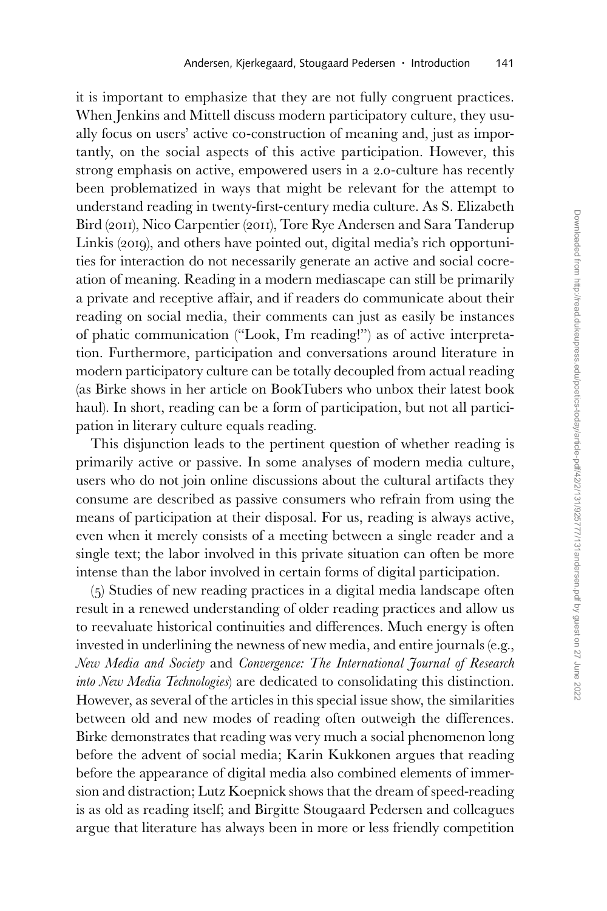it is important to emphasize that they are not fully congruent practices. When Jenkins and Mittell discuss modern participatory culture, they usually focus on users' active co-construction of meaning and, just as importantly, on the social aspects of this active participation. However, this strong emphasis on active, empowered users in a 2.0-culture has recently been problematized in ways that might be relevant for the attempt to understand reading in twenty-first-century media culture. As S. Elizabeth Bird (2011), Nico Carpentier (2011), Tore Rye Andersen and Sara Tanderup Linkis (2019), and others have pointed out, digital media's rich opportunities for interaction do not necessarily generate an active and social cocreation of meaning. Reading in a modern mediascape can still be primarily a private and receptive affair, and if readers do communicate about their reading on social media, their comments can just as easily be instances of phatic communication ("Look, I'm reading!") as of active interpretation. Furthermore, participation and conversations around literature in modern participatory culture can be totally decoupled from actual reading (as Birke shows in her article on BookTubers who unbox their latest book haul). In short, reading can be a form of participation, but not all participation in literary culture equals reading.

This disjunction leads to the pertinent question of whether reading is primarily active or passive. In some analyses of modern media culture, users who do not join online discussions about the cultural artifacts they consume are described as passive consumers who refrain from using the means of participation at their disposal. For us, reading is always active, even when it merely consists of a meeting between a single reader and a single text; the labor involved in this private situation can often be more intense than the labor involved in certain forms of digital participation.

(5) Studies of new reading practices in a digital media landscape often result in a renewed understanding of older reading practices and allow us to reevaluate historical continuities and differences. Much energy is often invested in underlining the newness of new media, and entire journals (e.g., *New Media and Society* and *Convergence: The International Journal of Research into New Media Technologies*) are dedicated to consolidating this distinction. However, as several of the articles in this special issue show, the similarities between old and new modes of reading often outweigh the differences. Birke demonstrates that reading was very much a social phenomenon long before the advent of social media; Karin Kukkonen argues that reading before the appearance of digital media also combined elements of immersion and distraction; Lutz Koepnick shows that the dream of speed-reading is as old as reading itself; and Birgitte Stougaard Pedersen and colleagues argue that literature has always been in more or less friendly competition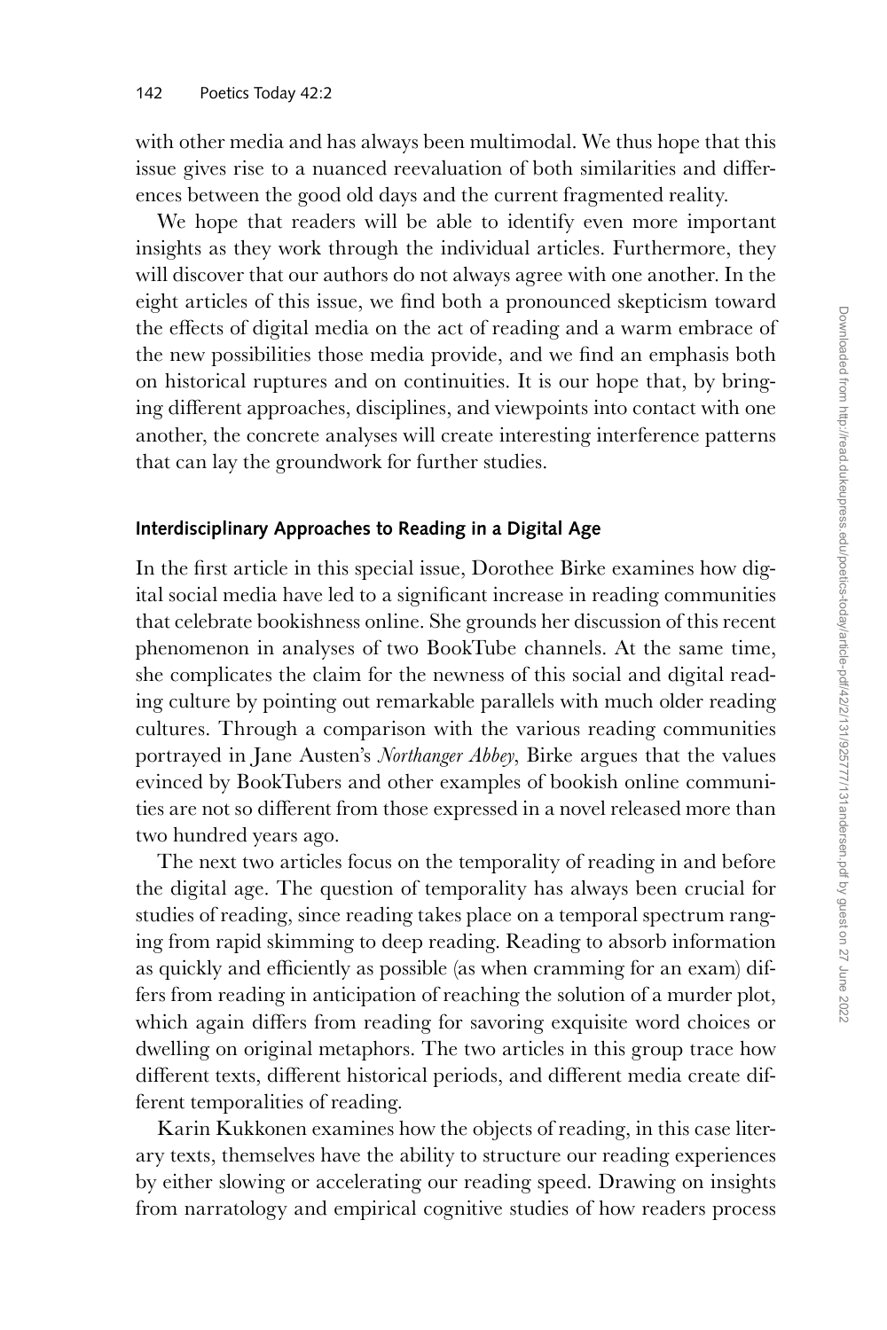with other media and has always been multimodal. We thus hope that this issue gives rise to a nuanced reevaluation of both similarities and differences between the good old days and the current fragmented reality.

We hope that readers will be able to identify even more important insights as they work through the individual articles. Furthermore, they will discover that our authors do not always agree with one another. In the eight articles of this issue, we find both a pronounced skepticism toward the effects of digital media on the act of reading and a warm embrace of the new possibilities those media provide, and we find an emphasis both on historical ruptures and on continuities. It is our hope that, by bringing different approaches, disciplines, and viewpoints into contact with one another, the concrete analyses will create interesting interference patterns that can lay the groundwork for further studies.

### Interdisciplinary Approaches to Reading in a Digital Age

In the first article in this special issue, Dorothee Birke examines how digital social media have led to a significant increase in reading communities that celebrate bookishness online. She grounds her discussion of this recent phenomenon in analyses of two BookTube channels. At the same time, she complicates the claim for the newness of this social and digital reading culture by pointing out remarkable parallels with much older reading cultures. Through a comparison with the various reading communities portrayed in Jane Austen's *Northanger Abbey*, Birke argues that the values evinced by BookTubers and other examples of bookish online communities are not so different from those expressed in a novel released more than two hundred years ago.

The next two articles focus on the temporality of reading in and before the digital age. The question of temporality has always been crucial for studies of reading, since reading takes place on a temporal spectrum ranging from rapid skimming to deep reading. Reading to absorb information as quickly and efficiently as possible (as when cramming for an exam) differs from reading in anticipation of reaching the solution of a murder plot, which again differs from reading for savoring exquisite word choices or dwelling on original metaphors. The two articles in this group trace how different texts, different historical periods, and different media create different temporalities of reading.

Karin Kukkonen examines how the objects of reading, in this case literary texts, themselves have the ability to structure our reading experiences by either slowing or accelerating our reading speed. Drawing on insights from narratology and empirical cognitive studies of how readers process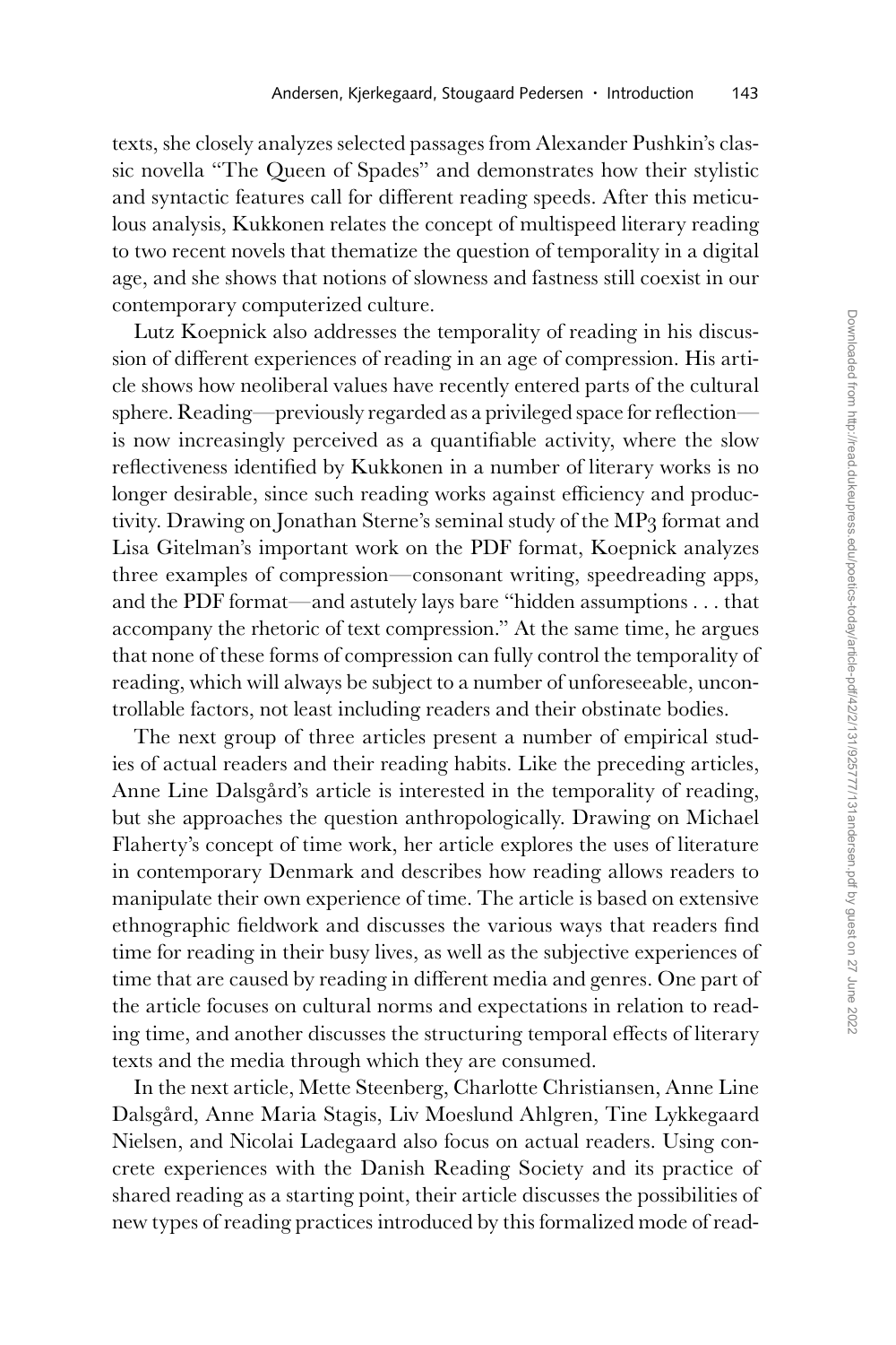texts, she closely analyzes selected passages from Alexander Pushkin's classic novella "The Queen of Spades" and demonstrates how their stylistic and syntactic features call for different reading speeds. After this meticulous analysis, Kukkonen relates the concept of multispeed literary reading to two recent novels that thematize the question of temporality in a digital age, and she shows that notions of slowness and fastness still coexist in our contemporary computerized culture.

Lutz Koepnick also addresses the temporality of reading in his discussion of different experiences of reading in an age of compression. His article shows how neoliberal values have recently entered parts of the cultural sphere. Reading—previously regarded as a privileged space for reflection—is now increasingly perceived as a quantifiable activity, where the slow reflectiveness identified by Kukkonen in a number of literary works is no longer desirable, since such reading works against efficiency and productivity. Drawing on Jonathan Sterne's seminal study of the MP3 format and Lisa Gitelman's important work on the PDF format, Koepnick analyzes three examples of compression—consonant writing, speedreading apps, and the PDF format—and astutely lays bare "hidden assumptions . . . that accompany the rhetoric of text compression." At the same time, he argues that none of these forms of compression can fully control the temporality of reading, which will always be subject to a number of unforeseeable, uncontrollable factors, not least including readers and their obstinate bodies.

The next group of three articles present a number of empirical studies of actual readers and their reading habits. Like the preceding articles, Anne Line Dalsgård's article is interested in the temporality of reading, but she approaches the question anthropologically. Drawing on Michael Flaherty's concept of time work, her article explores the uses of literature in contemporary Denmark and describes how reading allows readers to manipulate their own experience of time. The article is based on extensive ethnographic fieldwork and discusses the various ways that readers find time for reading in their busy lives, as well as the subjective experiences of time that are caused by reading in different media and genres. One part of the article focuses on cultural norms and expectations in relation to reading time, and another discusses the structuring temporal effects of literary texts and the media through which they are consumed.

In the next article, Mette Steenberg, Charlotte Christiansen, Anne Line Dalsgård, Anne Maria Stagis, Liv Moeslund Ahlgren, Tine Lykkegaard Nielsen, and Nicolai Ladegaard also focus on actual readers. Using concrete experiences with the Danish Reading Society and its practice of shared reading as a starting point, their article discusses the possibilities of new types of reading practices introduced by this formalized mode of read-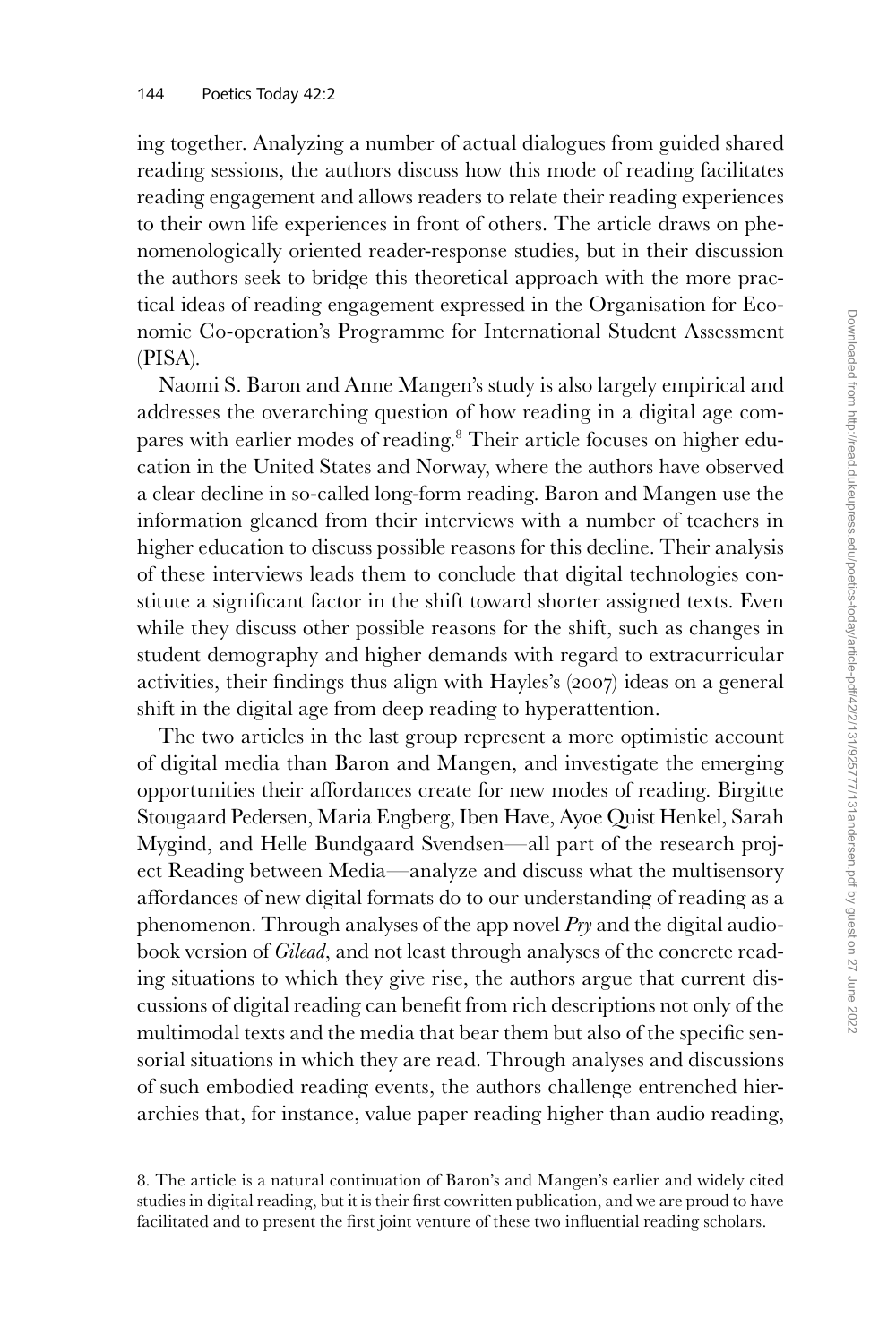ing together. Analyzing a number of actual dialogues from guided shared reading sessions, the authors discuss how this mode of reading facilitates reading engagement and allows readers to relate their reading experiences to their own life experiences in front of others. The article draws on phenomenologically oriented reader-response studies, but in their discussion the authors seek to bridge this theoretical approach with the more practical ideas of reading engagement expressed in the Organisation for Economic Co-operation's Programme for International Student Assessment (PISA).

Naomi S. Baron and Anne Mangen's study is also largely empirical and addresses the overarching question of how reading in a digital age compares with earlier modes of reading.[8] Their article focuses on higher education in the United States and Norway, where the authors have observed a clear decline in so-called long-form reading. Baron and Mangen use the information gleaned from their interviews with a number of teachers in higher education to discuss possible reasons for this decline. Their analysis of these interviews leads them to conclude that digital technologies constitute a significant factor in the shift toward shorter assigned texts. Even while they discuss other possible reasons for the shift, such as changes in student demography and higher demands with regard to extracurricular activities, their findings thus align with Hayles's (2007) ideas on a general shift in the digital age from deep reading to hyperattention.

The two articles in the last group represent a more optimistic account of digital media than Baron and Mangen, and investigate the emerging opportunities their affordances create for new modes of reading. Birgitte Stougaard Pedersen, Maria Engberg, Iben Have, Ayoe Quist Henkel, Sarah Mygind, and Helle Bundgaard Svendsen—all part of the research project Reading between Media—analyze and discuss what the multisensory affordances of new digital formats do to our understanding of reading as a phenomenon. Through analyses of the app novel *Pry* and the digital audiobook version of *Gilead*, and not least through analyses of the concrete reading situations to which they give rise, the authors argue that current discussions of digital reading can benefit from rich descriptions not only of the multimodal texts and the media that bear them but also of the specific sensorial situations in which they are read. Through analyses and discussions of such embodied reading events, the authors challenge entrenched hierarchies that, for instance, value paper reading higher than audio reading,

8. The article is a natural continuation of Baron's and Mangen's earlier and widely cited studies in digital reading, but it is their first cowritten publication, and we are proud to have facilitated and to present the first joint venture of these two influential reading scholars.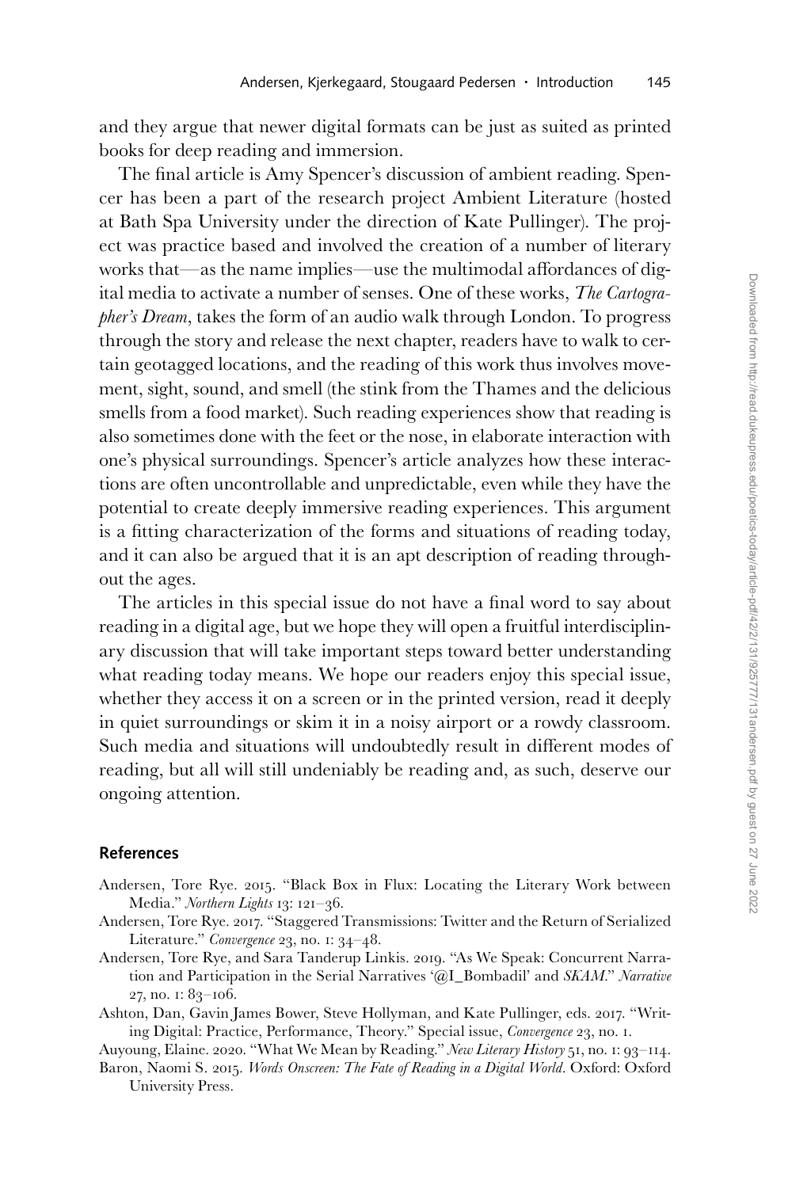and they argue that newer digital formats can be just as suited as printed books for deep reading and immersion.

The final article is Amy Spencer's discussion of ambient reading. Spencer has been a part of the research project Ambient Literature (hosted at Bath Spa University under the direction of Kate Pullinger). The project was practice based and involved the creation of a number of literary works that—as the name implies—use the multimodal affordances of digital media to activate a number of senses. One of these works, *The Cartographer's Dream*, takes the form of an audio walk through London. To progress through the story and release the next chapter, readers have to walk to certain geotagged locations, and the reading of this work thus involves movement, sight, sound, and smell (the stink from the Thames and the delicious smells from a food market). Such reading experiences show that reading is also sometimes done with the feet or the nose, in elaborate interaction with one's physical surroundings. Spencer's article analyzes how these interactions are often uncontrollable and unpredictable, even while they have the potential to create deeply immersive reading experiences. This argument is a fitting characterization of the forms and situations of reading today, and it can also be argued that it is an apt description of reading throughout the ages.

The articles in this special issue do not have a final word to say about reading in a digital age, but we hope they will open a fruitful interdisciplinary discussion that will take important steps toward better understanding what reading today means. We hope our readers enjoy this special issue, whether they access it on a screen or in the printed version, read it deeply in quiet surroundings or skim it in a noisy airport or a rowdy classroom. Such media and situations will undoubtedly result in different modes of reading, but all will still undeniably be reading and, as such, deserve our ongoing attention.

## References

Andersen, Tore Rye. 2015. "Black Box in Flux: Locating the Literary Work between Media." *Northern Lights* 13: 121–36.

Andersen, Tore Rye. 2017. "Staggered Transmissions: Twitter and the Return of Serialized Literature." *Convergence* 23, no. 1: 34–48.

Andersen, Tore Rye, and Sara Tanderup Linkis. 2019. "As We Speak: Concurrent Narration and Participation in the Serial Narratives '@I_Bombadil' and *SKAM*." *Narrative* 27, no. 1: 83–106.

Ashton, Dan, Gavin James Bower, Steve Hollyman, and Kate Pullinger, eds. 2017. "Writing Digital: Practice, Performance, Theory." Special issue, *Convergence* 23, no. 1.

Auyoung, Elaine. 2020. "What We Mean by Reading." *New Literary History* 51, no. 1: 93–114.

Baron, Naomi S. 2015. *Words Onscreen: The Fate of Reading in a Digital World*. Oxford: Oxford University Press.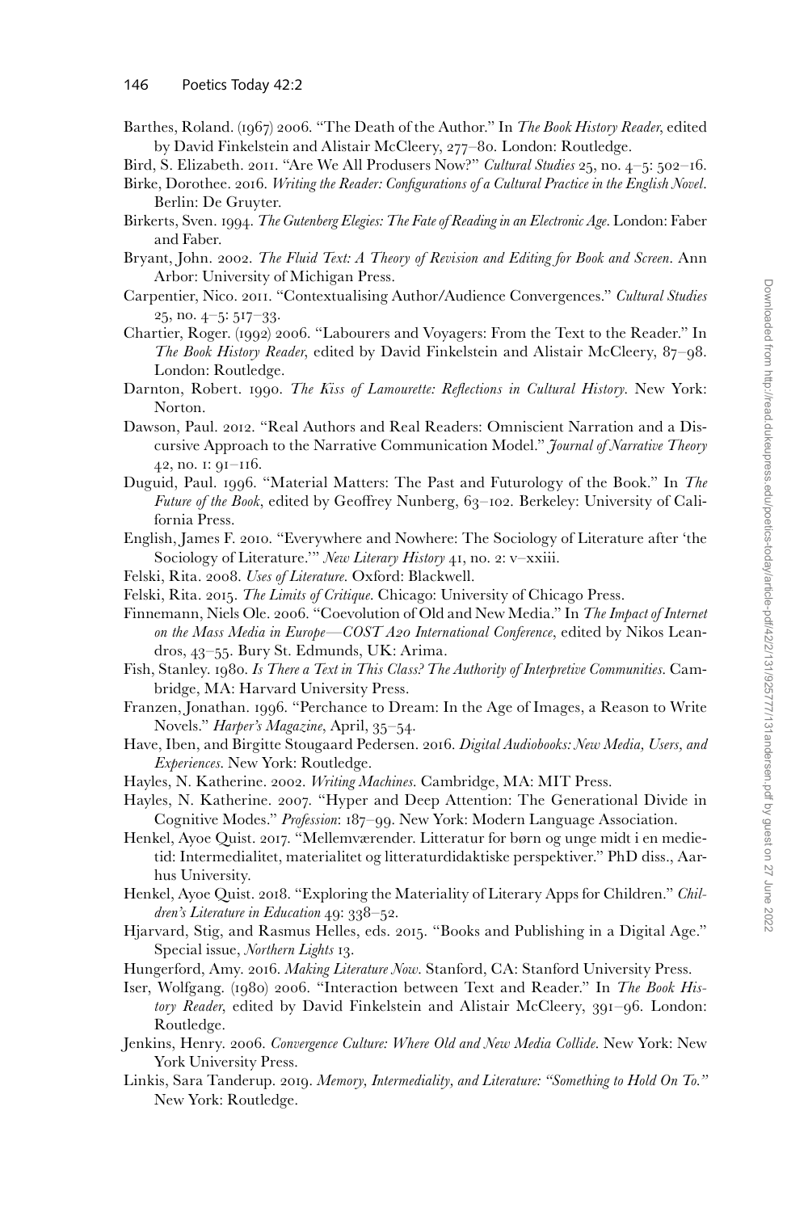Barthes, Roland. (1967) 2006. "The Death of the Author." In *The Book History Reader*, edited by David Finkelstein and Alistair McCleery, 277–80. London: Routledge.

Bird, S. Elizabeth. 2011. "Are We All Produsers Now?" *Cultural Studies* 25, no. 4–5: 502–16.

Birke, Dorothee. 2016. *Writing the Reader: Configurations of a Cultural Practice in the English Novel*. Berlin: De Gruyter.

Birkerts, Sven. 1994. *The Gutenberg Elegies: The Fate of Reading in an Electronic Age*. London: Faber and Faber.

Bryant, John. 2002. *The Fluid Text: A Theory of Revision and Editing for Book and Screen*. Ann Arbor: University of Michigan Press.

Carpentier, Nico. 2011. "Contextualising Author/Audience Convergences." *Cultural Studies* 25, no. 4–5: 517–33.

Chartier, Roger. (1992) 2006. "Labourers and Voyagers: From the Text to the Reader." In *The Book History Reader*, edited by David Finkelstein and Alistair McCleery, 87–98. London: Routledge.

Darnton, Robert. 1990. *The Kiss of Lamourette: Reflections in Cultural History*. New York: Norton.

Dawson, Paul. 2012. "Real Authors and Real Readers: Omniscient Narration and a Discursive Approach to the Narrative Communication Model." *Journal of Narrative Theory* 42, no. 1: 91–116.

Duguid, Paul. 1996. "Material Matters: The Past and Futurology of the Book." In *The Future of the Book*, edited by Geoffrey Nunberg, 63–102. Berkeley: University of California Press.

English, James F. 2010. "Everywhere and Nowhere: The Sociology of Literature after 'the Sociology of Literature.'" *New Literary History* 41, no. 2: v–xxiii.

Felski, Rita. 2008. *Uses of Literature*. Oxford: Blackwell.

Felski, Rita. 2015. *The Limits of Critique*. Chicago: University of Chicago Press.

Finnemann, Niels Ole. 2006. "Coevolution of Old and New Media." In *The Impact of Internet on the Mass Media in Europe—COST A20 International Conference*, edited by Nikos Leandros, 43–55. Bury St. Edmunds, UK: Arima.

Fish, Stanley. 1980. *Is There a Text in This Class? The Authority of Interpretive Communities*. Cambridge, MA: Harvard University Press.

Franzen, Jonathan. 1996. "Perchance to Dream: In the Age of Images, a Reason to Write Novels." *Harper's Magazine*, April, 35–54.

Have, Iben, and Birgitte Stougaard Pedersen. 2016. *Digital Audiobooks: New Media, Users, and Experiences*. New York: Routledge.

Hayles, N. Katherine. 2002. *Writing Machines*. Cambridge, MA: MIT Press.

Hayles, N. Katherine. 2007. "Hyper and Deep Attention: The Generational Divide in Cognitive Modes." *Profession*: 187–99. New York: Modern Language Association.

Henkel, Ayoe Quist. 2017. "Mellemværender. Litteratur for børn og unge midt i en medietid: Intermedialitet, materialitet og litteraturdidaktiske perspektiver." PhD diss., Aarhus University.

Henkel, Ayoe Quist. 2018. "Exploring the Materiality of Literary Apps for Children." *Children's Literature in Education* 49: 338–52.

Hjarvard, Stig, and Rasmus Helles, eds. 2015. "Books and Publishing in a Digital Age." Special issue, *Northern Lights* 13.

Hungerford, Amy. 2016. *Making Literature Now*. Stanford, CA: Stanford University Press.

Iser, Wolfgang. (1980) 2006. "Interaction between Text and Reader." In *The Book History Reader*, edited by David Finkelstein and Alistair McCleery, 391–96. London: Routledge.

Jenkins, Henry. 2006. *Convergence Culture: Where Old and New Media Collide*. New York: New York University Press.

Linkis, Sara Tanderup. 2019. *Memory, Intermediality, and Literature: "Something to Hold On To."* New York: Routledge.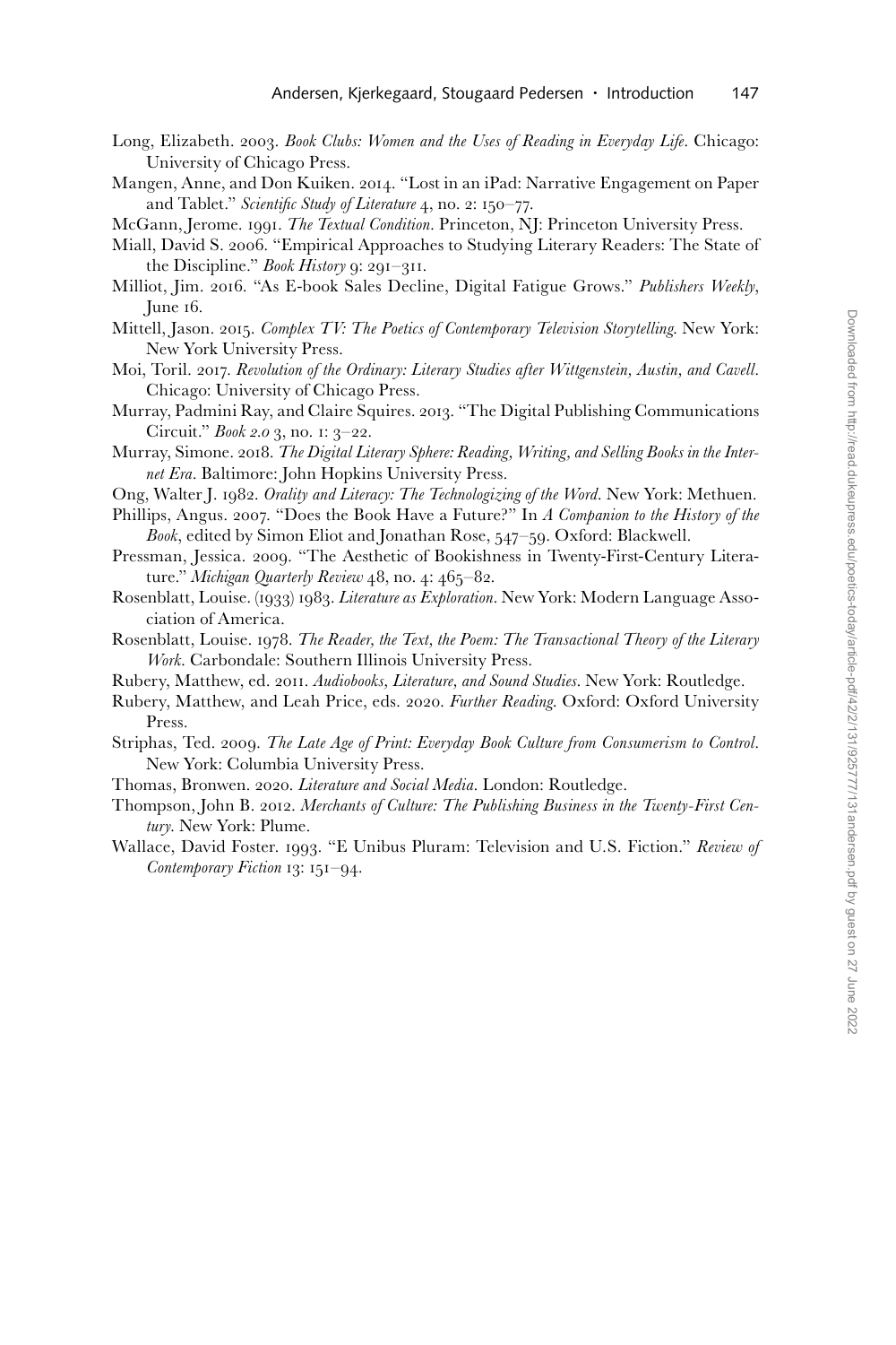Long, Elizabeth. 2003. *Book Clubs: Women and the Uses of Reading in Everyday Life*. Chicago: University of Chicago Press.

Mangen, Anne, and Don Kuiken. 2014. "Lost in an iPad: Narrative Engagement on Paper and Tablet." *Scientific Study of Literature* 4, no. 2: 150–77.

McGann, Jerome. 1991. *The Textual Condition*. Princeton, NJ: Princeton University Press.

Miall, David S. 2006. "Empirical Approaches to Studying Literary Readers: The State of the Discipline." *Book History* 9: 291–311.

Milliot, Jim. 2016. "As E-book Sales Decline, Digital Fatigue Grows." *Publishers Weekly*, June 16.

Mittell, Jason. 2015. *Complex TV: The Poetics of Contemporary Television Storytelling*. New York: New York University Press.

Moi, Toril. 2017. *Revolution of the Ordinary: Literary Studies after Wittgenstein, Austin, and Cavell*. Chicago: University of Chicago Press.

Murray, Padmini Ray, and Claire Squires. 2013. "The Digital Publishing Communications Circuit." *Book 2.0* 3, no. 1: 3–22.

Murray, Simone. 2018. *The Digital Literary Sphere: Reading, Writing, and Selling Books in the Internet Era*. Baltimore: John Hopkins University Press.

Ong, Walter J. 1982. *Orality and Literacy: The Technologizing of the Word*. New York: Methuen.

Phillips, Angus. 2007. "Does the Book Have a Future?" In *A Companion to the History of the Book*, edited by Simon Eliot and Jonathan Rose, 547–59. Oxford: Blackwell.

Pressman, Jessica. 2009. "The Aesthetic of Bookishness in Twenty-First-Century Literature." *Michigan Quarterly Review* 48, no. 4: 465–82.

Rosenblatt, Louise. (1933) 1983. *Literature as Exploration*. New York: Modern Language Association of America.

Rosenblatt, Louise. 1978. *The Reader, the Text, the Poem: The Transactional Theory of the Literary Work*. Carbondale: Southern Illinois University Press.

Rubery, Matthew, ed. 2011. *Audiobooks, Literature, and Sound Studies*. New York: Routledge.

Rubery, Matthew, and Leah Price, eds. 2020. *Further Reading*. Oxford: Oxford University Press.

Striphas, Ted. 2009. *The Late Age of Print: Everyday Book Culture from Consumerism to Control*. New York: Columbia University Press.

Thomas, Bronwen. 2020. *Literature and Social Media*. London: Routledge.

Thompson, John B. 2012. *Merchants of Culture: The Publishing Business in the Twenty-First Century*. New York: Plume.

Wallace, David Foster. 1993. "E Unibus Pluram: Television and U.S. Fiction." *Review of Contemporary Fiction* 13: 151–94.